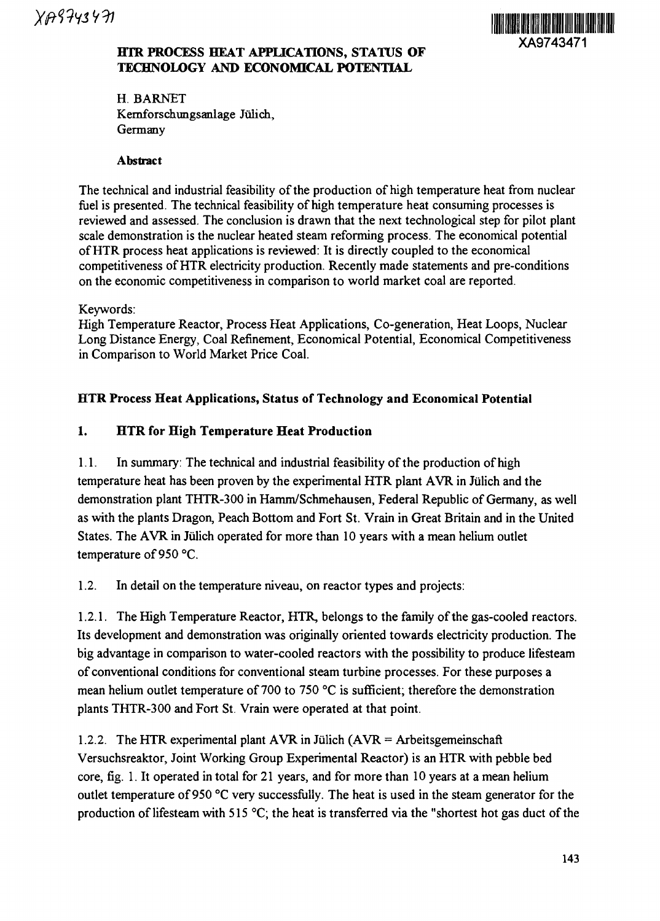XA9743471

# HTR PROCESS HEAT APPLICATIONS, STATUS OF TECHNOLOGY AND ECONOMICAL POTENTIAL

H. BARNET
Kernforschungsanlage Jülich,
Germany

**Abstract**

The technical and industrial feasibility of the production of high temperature heat from nuclear fuel is presented. The technical feasibility of high temperature heat consuming processes is reviewed and assessed. The conclusion is drawn that the next technological step for pilot plant scale demonstration is the nuclear heated steam reforming process. The economical potential of HTR process heat applications is reviewed: It is directly coupled to the economical competitiveness of HTR electricity production. Recently made statements and pre-conditions on the economic competitiveness in comparison to world market coal are reported.

Keywords:
High Temperature Reactor, Process Heat Applications, Co-generation, Heat Loops, Nuclear Long Distance Energy, Coal Refinement, Economical Potential, Economical Competitiveness in Comparison to World Market Price Coal.

## HTR Process Heat Applications, Status of Technology and Economical Potential

## 1. HTR for High Temperature Heat Production

1.1. In summary: The technical and industrial feasibility of the production of high temperature heat has been proven by the experimental HTR plant AVR in Jülich and the demonstration plant THTR-300 in Hamm/Schmehausen, Federal Republic of Germany, as well as with the plants Dragon, Peach Bottom and Fort St. Vrain in Great Britain and in the United States. The AVR in Jülich operated for more than 10 years with a mean helium outlet temperature of 950 °C.

1.2. In detail on the temperature niveau, on reactor types and projects:

1.2.1. The High Temperature Reactor, HTR, belongs to the family of the gas-cooled reactors. Its development and demonstration was originally oriented towards electricity production. The big advantage in comparison to water-cooled reactors with the possibility to produce lifesteam of conventional conditions for conventional steam turbine processes. For these purposes a mean helium outlet temperature of 700 to 750 °C is sufficient; therefore the demonstration plants THTR-300 and Fort St. Vrain were operated at that point.

1.2.2. The HTR experimental plant AVR in Jülich (AVR = Arbeitsgemeinschaft Versuchsreaktor, Joint Working Group Experimental Reactor) is an HTR with pebble bed core, fig. 1. It operated in total for 21 years, and for more than 10 years at a mean helium outlet temperature of 950 °C very successfully. The heat is used in the steam generator for the production of lifesteam with 515 °C; the heat is transferred via the "shortest hot gas duct of the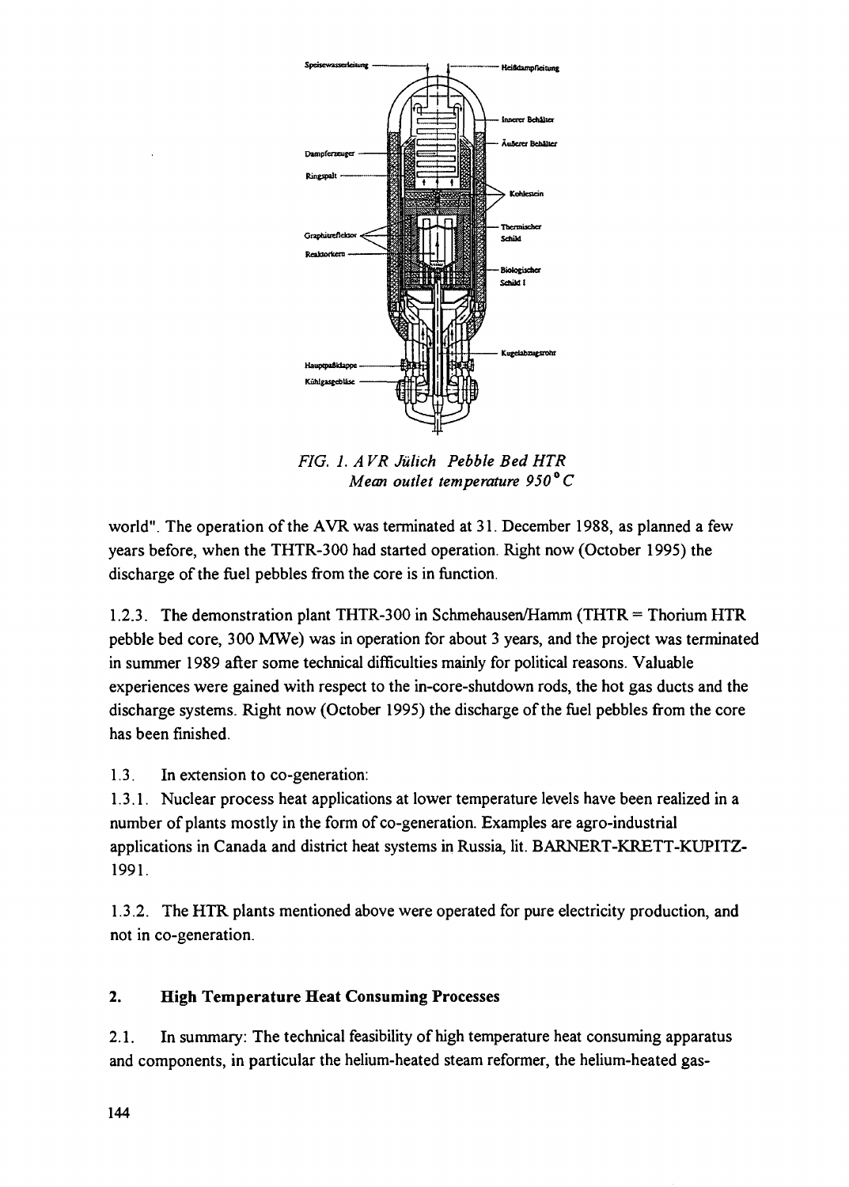*FIG. 1. AVR Jülich Pebble Bed HTR*
*Mean outlet temperature 950°C*

world". The operation of the AVR was terminated at 31. December 1988, as planned a few years before, when the THTR-300 had started operation. Right now (October 1995) the discharge of the fuel pebbles from the core is in function.

1.2.3. The demonstration plant THTR-300 in Schmehausen/Hamm (THTR = Thorium HTR pebble bed core, 300 MWe) was in operation for about 3 years, and the project was terminated in summer 1989 after some technical difficulties mainly for political reasons. Valuable experiences were gained with respect to the in-core-shutdown rods, the hot gas ducts and the discharge systems. Right now (October 1995) the discharge of the fuel pebbles from the core has been finished.

1.3. In extension to co-generation:

1.3.1. Nuclear process heat applications at lower temperature levels have been realized in a number of plants mostly in the form of co-generation. Examples are agro-industrial applications in Canada and district heat systems in Russia, lit. BARNERT-KRETT-KUPITZ-1991.

1.3.2. The HTR plants mentioned above were operated for pure electricity production, and not in co-generation.

## 2. High Temperature Heat Consuming Processes

2.1. In summary: The technical feasibility of high temperature heat consuming apparatus and components, in particular the helium-heated steam reformer, the helium-heated gas-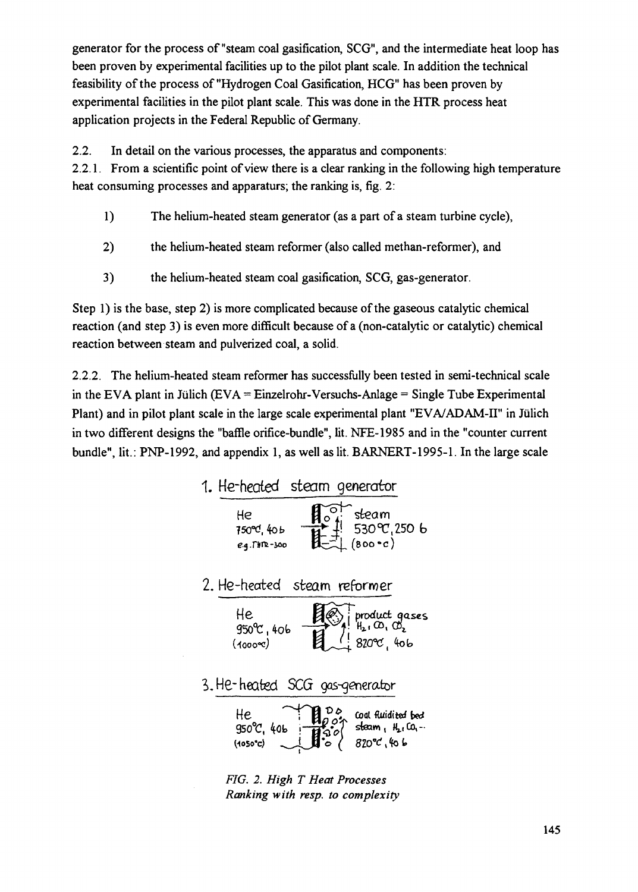generator for the process of "steam coal gasification, SCG", and the intermediate heat loop has been proven by experimental facilities up to the pilot plant scale. In addition the technical feasibility of the process of "Hydrogen Coal Gasification, HCG" has been proven by experimental facilities in the pilot plant scale. This was done in the HTR process heat application projects in the Federal Republic of Germany.

2.2. In detail on the various processes, the apparatus and components:

2.2.1. From a scientific point of view there is a clear ranking in the following high temperature heat consuming processes and apparaturs; the ranking is, fig. 2:

1) The helium-heated steam generator (as a part of a steam turbine cycle),

2) the helium-heated steam reformer (also called methan-reformer), and

3) the helium-heated steam coal gasification, SCG, gas-generator.

Step 1) is the base, step 2) is more complicated because of the gaseous catalytic chemical reaction (and step 3) is even more difficult because of a (non-catalytic or catalytic) chemical reaction between steam and pulverized coal, a solid.

2.2.2. The helium-heated steam reformer has successfully been tested in semi-technical scale in the EVA plant in Jülich (EVA = Einzelrohr-Versuchs-Anlage = Single Tube Experimental Plant) and in pilot plant scale in the large scale experimental plant "EVA/ADAM-II" in Jülich in two different designs the "baffle orifice-bundle", lit. NFE-1985 and in the "counter current bundle", lit.: PNP-1992, and appendix 1, as well as lit. BARNERT-1995-1. In the large scale

**1. He-heated steam generator**

He 750°C, 40 b, e.g. THTR-300 → steam 530°C, 250 b (800 °C)

**2. He-heated steam reformer**

He 950°C, 40 b (1000°C) → product gases $H_2$, CO, $CO_2$, 820°C, 40 b

**3. He-heated SCG gas-generator**

He 950°C, 40 b (1050°C) → coal fluidized bed, steam, $H_2$, CO, ..., 820°C, 40 b

*FIG. 2. High T Heat Processes Ranking with resp. to complexity*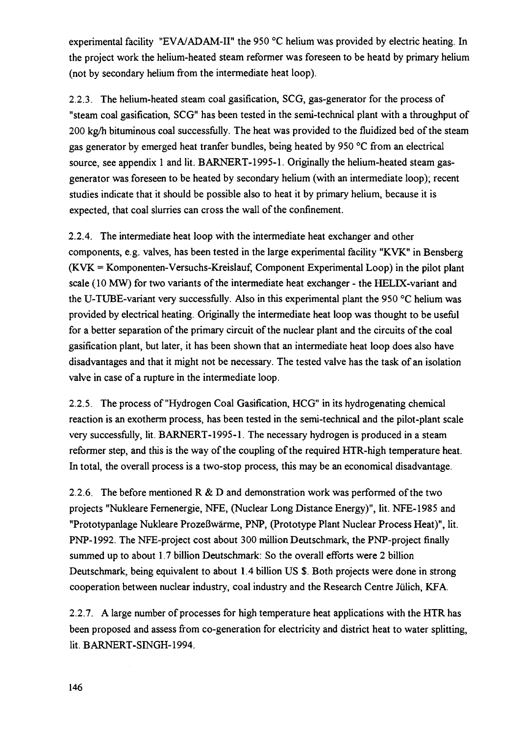experimental facility "EVA/ADAM-II" the 950 °C helium was provided by electric heating. In the project work the helium-heated steam reformer was foreseen to be heatd by primary helium (not by secondary helium from the intermediate heat loop).

2.2.3. The helium-heated steam coal gasification, SCG, gas-generator for the process of "steam coal gasification, SCG" has been tested in the semi-technical plant with a throughput of 200 kg/h bituminous coal successfully. The heat was provided to the fluidized bed of the steam gas generator by emerged heat tranfer bundles, being heated by 950 °C from an electrical source, see appendix 1 and lit. BARNERT-1995-1. Originally the helium-heated steam gas-generator was foreseen to be heated by secondary helium (with an intermediate loop); recent studies indicate that it should be possible also to heat it by primary helium, because it is expected, that coal slurries can cross the wall of the confinement.

2.2.4. The intermediate heat loop with the intermediate heat exchanger and other components, e.g. valves, has been tested in the large experimental facility "KVK" in Bensberg (KVK = Komponenten-Versuchs-Kreislauf, Component Experimental Loop) in the pilot plant scale (10 MW) for two variants of the intermediate heat exchanger - the HELIX-variant and the U-TUBE-variant very successfully. Also in this experimental plant the 950 °C helium was provided by electrical heating. Originally the intermediate heat loop was thought to be useful for a better separation of the primary circuit of the nuclear plant and the circuits of the coal gasification plant, but later, it has been shown that an intermediate heat loop does also have disadvantages and that it might not be necessary. The tested valve has the task of an isolation valve in case of a rupture in the intermediate loop.

2.2.5. The process of "Hydrogen Coal Gasification, HCG" in its hydrogenating chemical reaction is an exotherm process, has been tested in the semi-technical and the pilot-plant scale very successfully, lit. BARNERT-1995-1. The necessary hydrogen is produced in a steam reformer step, and this is the way of the coupling of the required HTR-high temperature heat. In total, the overall process is a two-stop process, this may be an economical disadvantage.

2.2.6. The before mentioned R & D and demonstration work was performed of the two projects "Nukleare Fernenergie, NFE, (Nuclear Long Distance Energy)", lit. NFE-1985 and "Prototypanlage Nukleare Prozeßwärme, PNP, (Prototype Plant Nuclear Process Heat)", lit. PNP-1992. The NFE-project cost about 300 million Deutschmark, the PNP-project finally summed up to about 1.7 billion Deutschmark: So the overall efforts were 2 billion Deutschmark, being equivalent to about 1.4 billion US $. Both projects were done in strong cooperation between nuclear industry, coal industry and the Research Centre Jülich, KFA.

2.2.7. A large number of processes for high temperature heat applications with the HTR has been proposed and assess from co-generation for electricity and district heat to water splitting, lit. BARNERT-SINGH-1994.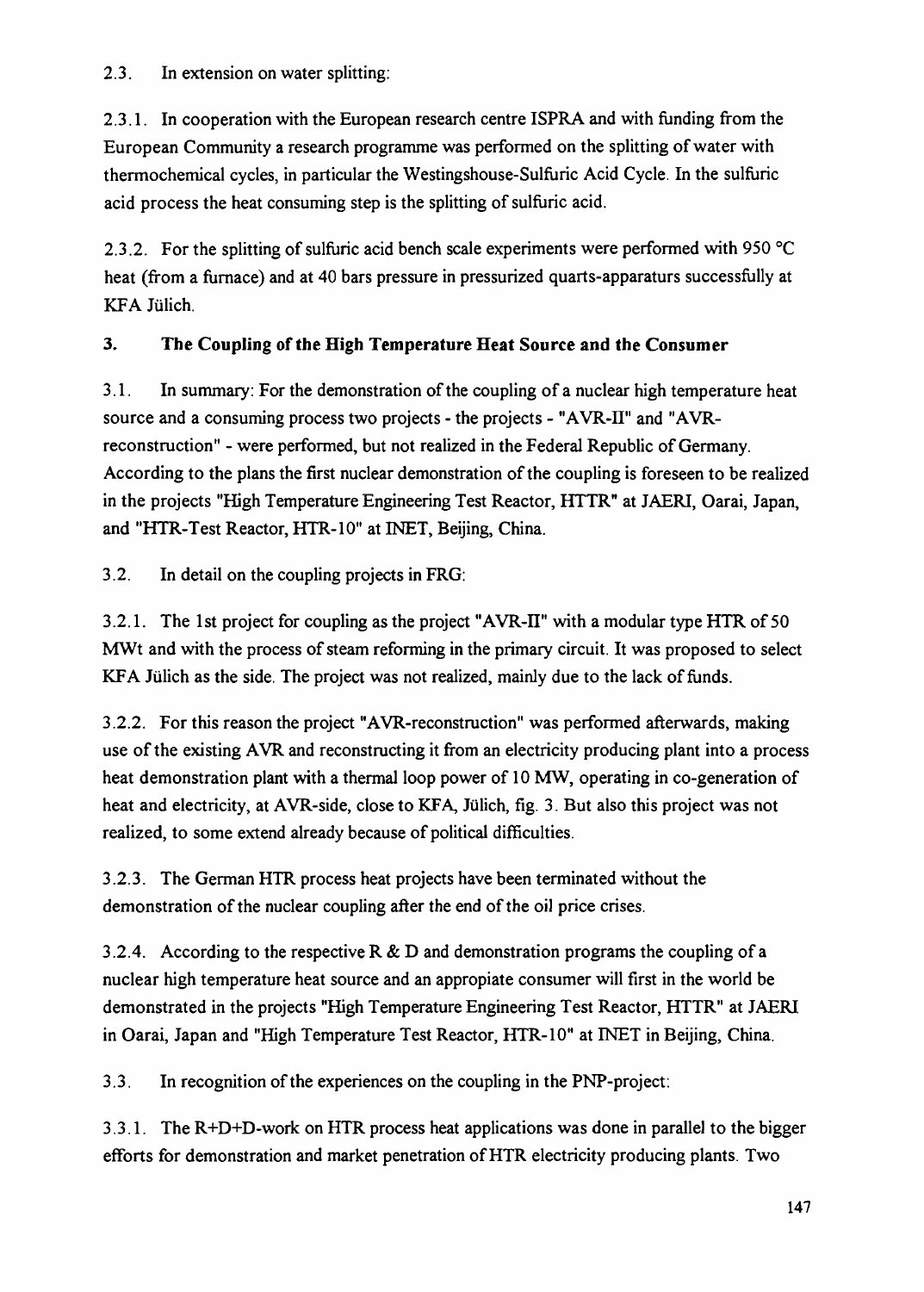2.3. In extension on water splitting:

2.3.1. In cooperation with the European research centre ISPRA and with funding from the European Community a research programme was performed on the splitting of water with thermochemical cycles, in particular the Westingshouse-Sulfuric Acid Cycle. In the sulfuric acid process the heat consuming step is the splitting of sulfuric acid.

2.3.2. For the splitting of sulfuric acid bench scale experiments were performed with 950 °C heat (from a furnace) and at 40 bars pressure in pressurized quarts-apparaturs successfully at KFA Jülich.

## 3. The Coupling of the High Temperature Heat Source and the Consumer

3.1. In summary: For the demonstration of the coupling of a nuclear high temperature heat source and a consuming process two projects - the projects - "AVR-II" and "AVR-reconstruction" - were performed, but not realized in the Federal Republic of Germany. According to the plans the first nuclear demonstration of the coupling is foreseen to be realized in the projects "High Temperature Engineering Test Reactor, HTTR" at JAERI, Oarai, Japan, and "HTR-Test Reactor, HTR-10" at INET, Beijing, China.

3.2. In detail on the coupling projects in FRG:

3.2.1. The 1st project for coupling as the project "AVR-II" with a modular type HTR of 50 MWt and with the process of steam reforming in the primary circuit. It was proposed to select KFA Jülich as the side. The project was not realized, mainly due to the lack of funds.

3.2.2. For this reason the project "AVR-reconstruction" was performed afterwards, making use of the existing AVR and reconstructing it from an electricity producing plant into a process heat demonstration plant with a thermal loop power of 10 MW, operating in co-generation of heat and electricity, at AVR-side, close to KFA, Jülich, fig. 3. But also this project was not realized, to some extend already because of political difficulties.

3.2.3. The German HTR process heat projects have been terminated without the demonstration of the nuclear coupling after the end of the oil price crises.

3.2.4. According to the respective R & D and demonstration programs the coupling of a nuclear high temperature heat source and an appropiate consumer will first in the world be demonstrated in the projects "High Temperature Engineering Test Reactor, HTTR" at JAERI in Oarai, Japan and "High Temperature Test Reactor, HTR-10" at INET in Beijing, China.

3.3. In recognition of the experiences on the coupling in the PNP-project:

3.3.1. The R+D+D-work on HTR process heat applications was done in parallel to the bigger efforts for demonstration and market penetration of HTR electricity producing plants. Two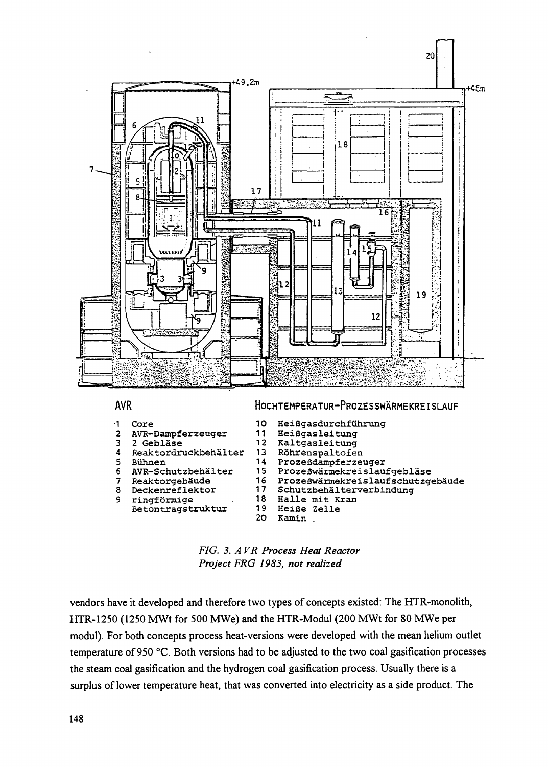**AVR**

1 Core
2 AVR-Dampferzeuger
3 2 Gebläse
4 Reaktordruckbehälter
5 Bühnen
6 AVR-Schutzbehälter
7 Reaktorgebäude
8 Deckenreflektor
9 ringförmige Betontragstruktur

**HOCHTEMPERATUR-PROZESSWÄRMEKREISLAUF**

10 Heißgasdurchführung
11 Heißgasleitung
12 Kaltgasleitung
13 Röhrenspaltofen
14 Prozeßdampferzeuger
15 Prozeßwärmekreislaufgebläse
16 Prozeßwärmekreislaufschutzgebäude
17 Schutzbehälterverbindung
18 Halle mit Kran
19 Heiße Zelle
20 Kamin

*FIG. 3. AVR Process Heat Reactor Project FRG 1983, not realized*

vendors have it developed and therefore two types of concepts existed: The HTR-monolith, HTR-1250 (1250 MWt for 500 MWe) and the HTR-Modul (200 MWt for 80 MWe per modul). For both concepts process heat-versions were developed with the mean helium outlet temperature of 950 °C. Both versions had to be adjusted to the two coal gasification processes the steam coal gasification and the hydrogen coal gasification process. Usually there is a surplus of lower temperature heat, that was converted into electricity as a side product. The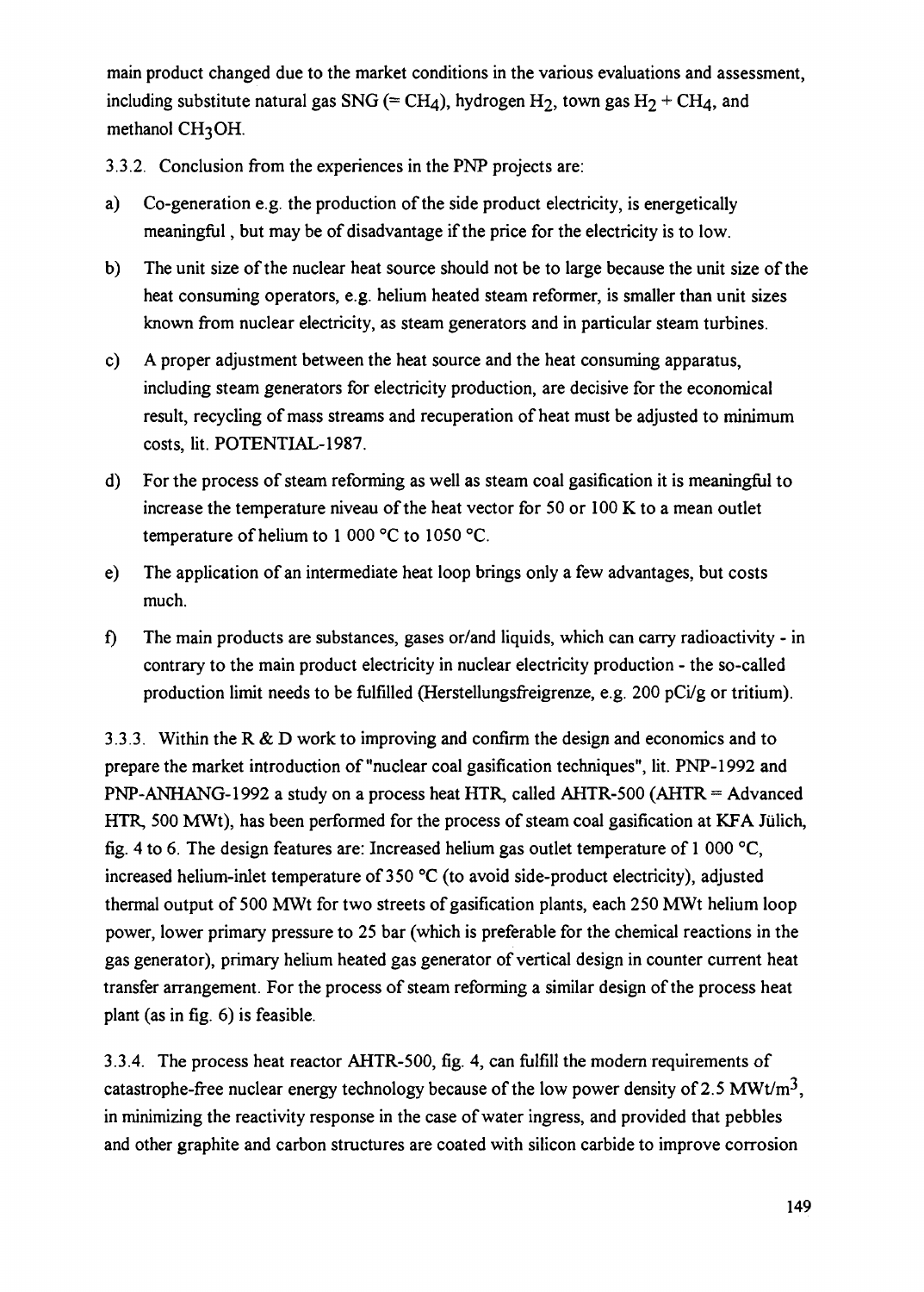main product changed due to the market conditions in the various evaluations and assessment, including substitute natural gas SNG (= $CH_4$), hydrogen $H_2$, town gas $H_2 + CH_4$, and methanol $CH_3OH$.

3.3.2. Conclusion from the experiences in the PNP projects are:

a) Co-generation e.g. the production of the side product electricity, is energetically meaningful , but may be of disadvantage if the price for the electricity is to low.

b) The unit size of the nuclear heat source should not be to large because the unit size of the heat consuming operators, e.g. helium heated steam reformer, is smaller than unit sizes known from nuclear electricity, as steam generators and in particular steam turbines.

c) A proper adjustment between the heat source and the heat consuming apparatus, including steam generators for electricity production, are decisive for the economical result, recycling of mass streams and recuperation of heat must be adjusted to minimum costs, lit. POTENTIAL-1987.

d) For the process of steam reforming as well as steam coal gasification it is meaningful to increase the temperature niveau of the heat vector for 50 or 100 K to a mean outlet temperature of helium to 1 000 °C to 1050 °C.

e) The application of an intermediate heat loop brings only a few advantages, but costs much.

f) The main products are substances, gases or/and liquids, which can carry radioactivity - in contrary to the main product electricity in nuclear electricity production - the so-called production limit needs to be fulfilled (Herstellungsfreigrenze, e.g. 200 pCi/g or tritium).

3.3.3. Within the R & D work to improving and confirm the design and economics and to prepare the market introduction of "nuclear coal gasification techniques", lit. PNP-1992 and PNP-ANHANG-1992 a study on a process heat HTR, called AHTR-500 (AHTR = Advanced HTR, 500 MWt), has been performed for the process of steam coal gasification at KFA Jülich, fig. 4 to 6. The design features are: Increased helium gas outlet temperature of 1 000 °C, increased helium-inlet temperature of 350 °C (to avoid side-product electricity), adjusted thermal output of 500 MWt for two streets of gasification plants, each 250 MWt helium loop power, lower primary pressure to 25 bar (which is preferable for the chemical reactions in the gas generator), primary helium heated gas generator of vertical design in counter current heat transfer arrangement. For the process of steam reforming a similar design of the process heat plant (as in fig. 6) is feasible.

3.3.4. The process heat reactor AHTR-500, fig. 4, can fulfill the modern requirements of catastrophe-free nuclear energy technology because of the low power density of 2.5 $MWt/m^3$, in minimizing the reactivity response in the case of water ingress, and provided that pebbles and other graphite and carbon structures are coated with silicon carbide to improve corrosion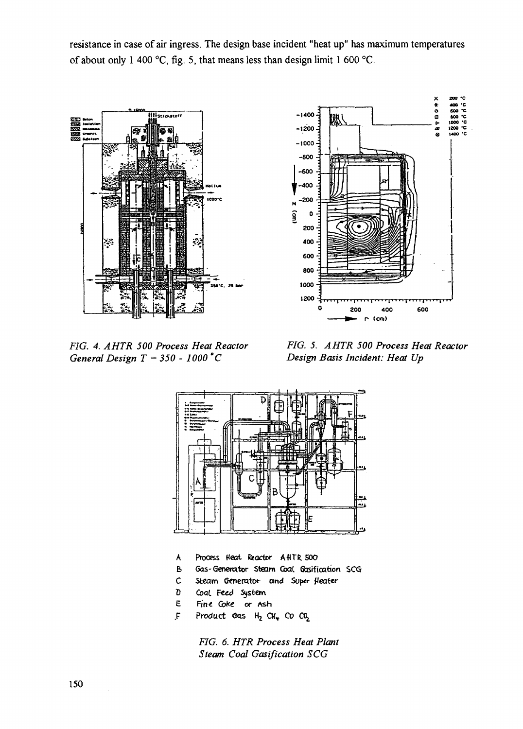resistance in case of air ingress. The design base incident "heat up" has maximum temperatures of about only 1 400 °C, fig. 5, that means less than design limit 1 600 °C.

*FIG. 4. AHTR 500 Process Heat Reactor General Design T = 350 - 1000 °C*

*FIG. 5. AHTR 500 Process Heat Reactor Design Basis Incident: Heat Up*

A Process Heat Reactor AHTR 500

B Gas-Generator Steam Coal Gasification SCG

C Steam Generator and Super Heater

D Coal Feed System

E Fine Coke or Ash

F Product Gas $H_2$ $CH_4$ $CO$ $CO_2$

*FIG. 6. HTR Process Heat Plant Steam Coal Gasification SCG*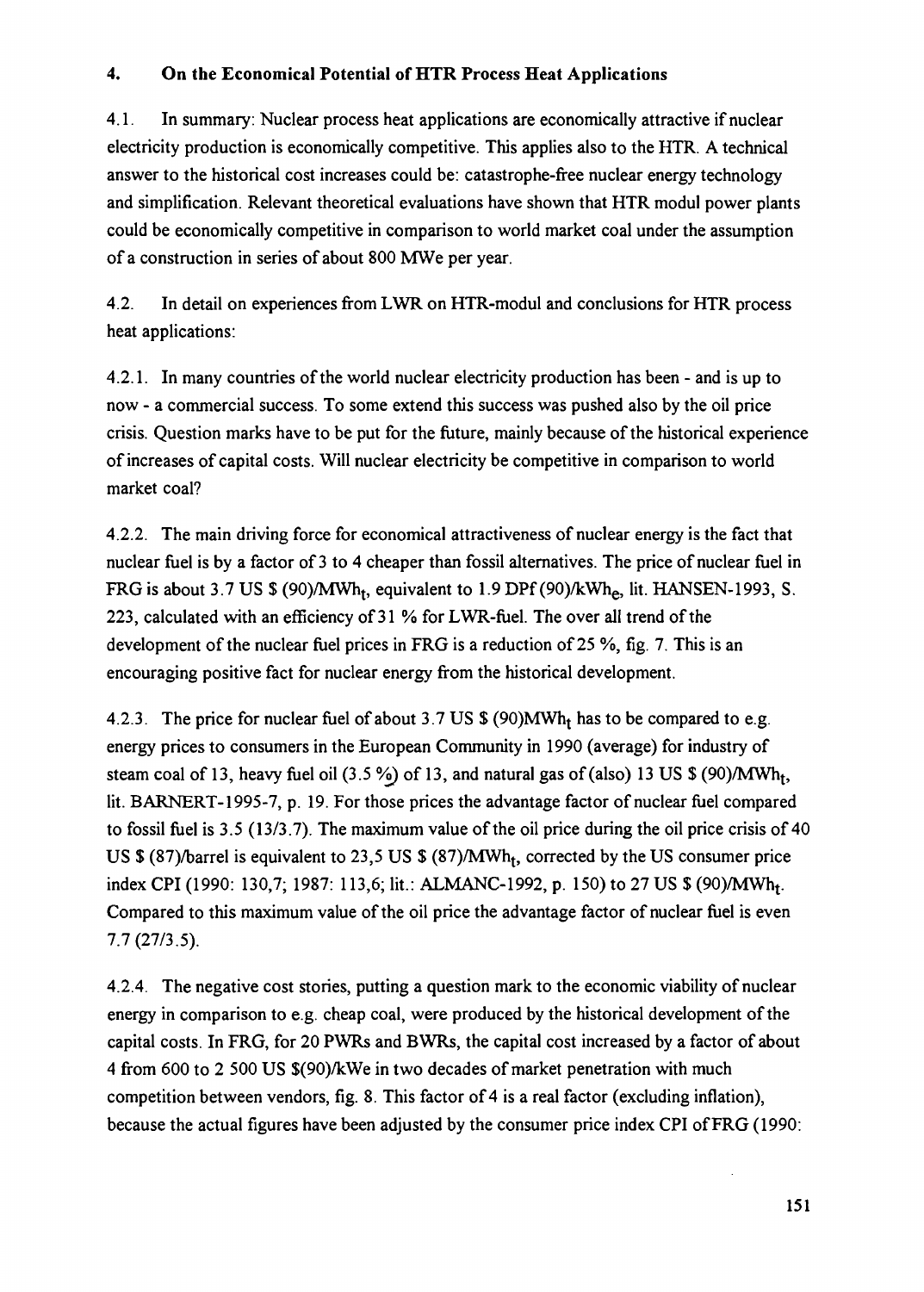## 4. On the Economical Potential of HTR Process Heat Applications

4.1. In summary: Nuclear process heat applications are economically attractive if nuclear electricity production is economically competitive. This applies also to the HTR. A technical answer to the historical cost increases could be: catastrophe-free nuclear energy technology and simplification. Relevant theoretical evaluations have shown that HTR modul power plants could be economically competitive in comparison to world market coal under the assumption of a construction in series of about 800 MWe per year.

4.2. In detail on experiences from LWR on HTR-modul and conclusions for HTR process heat applications:

4.2.1. In many countries of the world nuclear electricity production has been - and is up to now - a commercial success. To some extend this success was pushed also by the oil price crisis. Question marks have to be put for the future, mainly because of the historical experience of increases of capital costs. Will nuclear electricity be competitive in comparison to world market coal?

4.2.2. The main driving force for economical attractiveness of nuclear energy is the fact that nuclear fuel is by a factor of 3 to 4 cheaper than fossil alternatives. The price of nuclear fuel in FRG is about 3.7 US \$ (90)/$MWh_t$, equivalent to 1.9 DPf (90)/$kWh_e$, lit. HANSEN-1993, S. 223, calculated with an efficiency of 31 % for LWR-fuel. The over all trend of the development of the nuclear fuel prices in FRG is a reduction of 25 %, fig. 7. This is an encouraging positive fact for nuclear energy from the historical development.

4.2.3. The price for nuclear fuel of about 3.7 US \$ (90)$MWh_t$ has to be compared to e.g. energy prices to consumers in the European Community in 1990 (average) for industry of steam coal of 13, heavy fuel oil (3.5 %) of 13, and natural gas of (also) 13 US \$ (90)/$MWh_t$, lit. BARNERT-1995-7, p. 19. For those prices the advantage factor of nuclear fuel compared to fossil fuel is 3.5 (13/3.7). The maximum value of the oil price during the oil price crisis of 40 US \$ (87)/barrel is equivalent to 23,5 US \$ (87)/$MWh_t$, corrected by the US consumer price index CPI (1990: 130,7; 1987: 113,6; lit.: ALMANC-1992, p. 150) to 27 US \$ (90)/$MWh_t$. Compared to this maximum value of the oil price the advantage factor of nuclear fuel is even 7.7 (27/3.5).

4.2.4. The negative cost stories, putting a question mark to the economic viability of nuclear energy in comparison to e.g. cheap coal, were produced by the historical development of the capital costs. In FRG, for 20 PWRs and BWRs, the capital cost increased by a factor of about 4 from 600 to 2 500 US \$(90)/kWe in two decades of market penetration with much competition between vendors, fig. 8. This factor of 4 is a real factor (excluding inflation), because the actual figures have been adjusted by the consumer price index CPI of FRG (1990: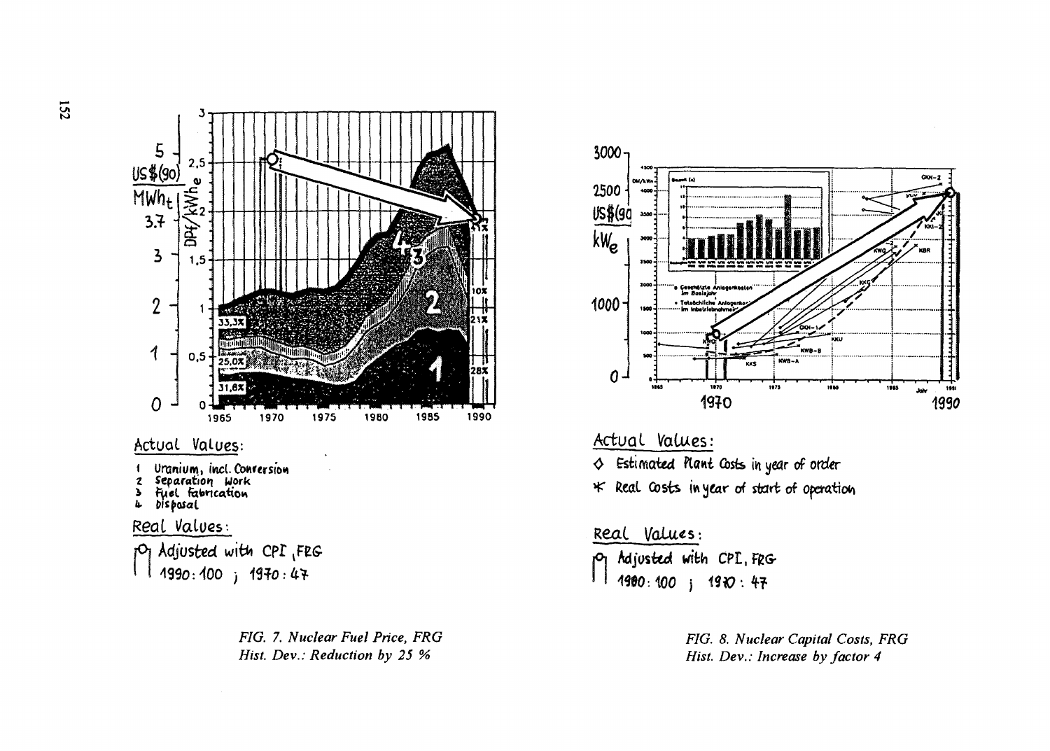Actual Values:

1 Uranium, incl. Conversion
2 Separation Work
3 Fuel fabrication
4 Disposal

Real Values:

Adjusted with CPI, FRG
1990: 100 ; 1970: 47

*FIG. 7. Nuclear Fuel Price, FRG*
*Hist. Dev.: Reduction by 25 %*

Actual Values:

◊ Estimated Plant Costs in year of order
∗ Real Costs in year of start of operation

Real Values:

Adjusted with CPI, FRG
1980: 100 ; 1970: 47

*FIG. 8. Nuclear Capital Costs, FRG*
*Hist. Dev.: Increase by factor 4*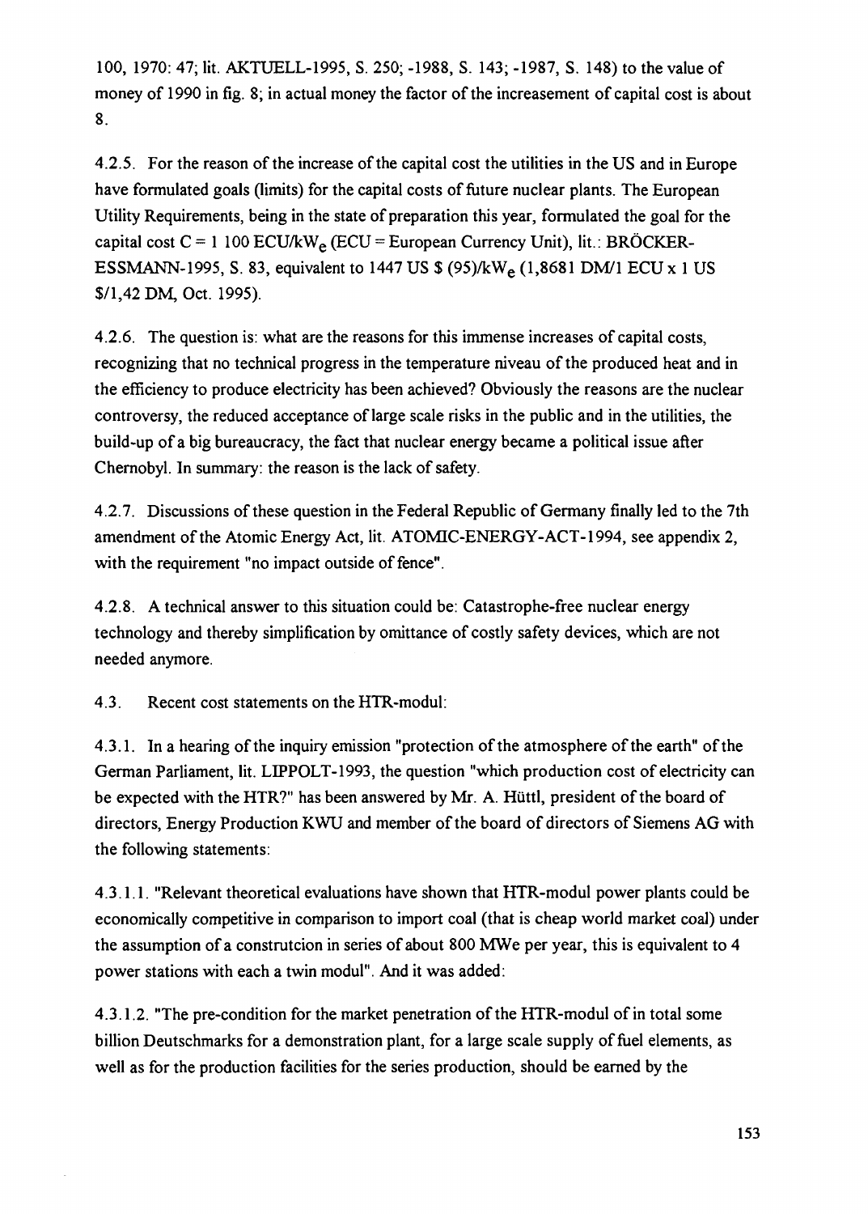100, 1970: 47; lit. AKTUELL-1995, S. 250; -1988, S. 143; -1987, S. 148) to the value of money of 1990 in fig. 8; in actual money the factor of the increasement of capital cost is about 8.

4.2.5. For the reason of the increase of the capital cost the utilities in the US and in Europe have formulated goals (limits) for the capital costs of future nuclear plants. The European Utility Requirements, being in the state of preparation this year, formulated the goal for the capital cost C = 1 100 ECU/kW$_e$ (ECU = European Currency Unit), lit.: BRÖCKER-ESSMANN-1995, S. 83, equivalent to 1447 US $ (95)/kW$_e$ (1,8681 DM/1 ECU x 1 US $/1,42 DM, Oct. 1995).

4.2.6. The question is: what are the reasons for this immense increases of capital costs, recognizing that no technical progress in the temperature niveau of the produced heat and in the efficiency to produce electricity has been achieved? Obviously the reasons are the nuclear controversy, the reduced acceptance of large scale risks in the public and in the utilities, the build-up of a big bureaucracy, the fact that nuclear energy became a political issue after Chernobyl. In summary: the reason is the lack of safety.

4.2.7. Discussions of these question in the Federal Republic of Germany finally led to the 7th amendment of the Atomic Energy Act, lit. ATOMIC-ENERGY-ACT-1994, see appendix 2, with the requirement "no impact outside of fence".

4.2.8. A technical answer to this situation could be: Catastrophe-free nuclear energy technology and thereby simplification by omittance of costly safety devices, which are not needed anymore.

4.3. Recent cost statements on the HTR-modul:

4.3.1. In a hearing of the inquiry emission "protection of the atmosphere of the earth" of the German Parliament, lit. LIPPOLT-1993, the question "which production cost of electricity can be expected with the HTR?" has been answered by Mr. A. Hüttl, president of the board of directors, Energy Production KWU and member of the board of directors of Siemens AG with the following statements:

4.3.1.1. "Relevant theoretical evaluations have shown that HTR-modul power plants could be economically competitive in comparison to import coal (that is cheap world market coal) under the assumption of a construtcion in series of about 800 MWe per year, this is equivalent to 4 power stations with each a twin modul". And it was added:

4.3.1.2. "The pre-condition for the market penetration of the HTR-modul of in total some billion Deutschmarks for a demonstration plant, for a large scale supply of fuel elements, as well as for the production facilities for the series production, should be earned by the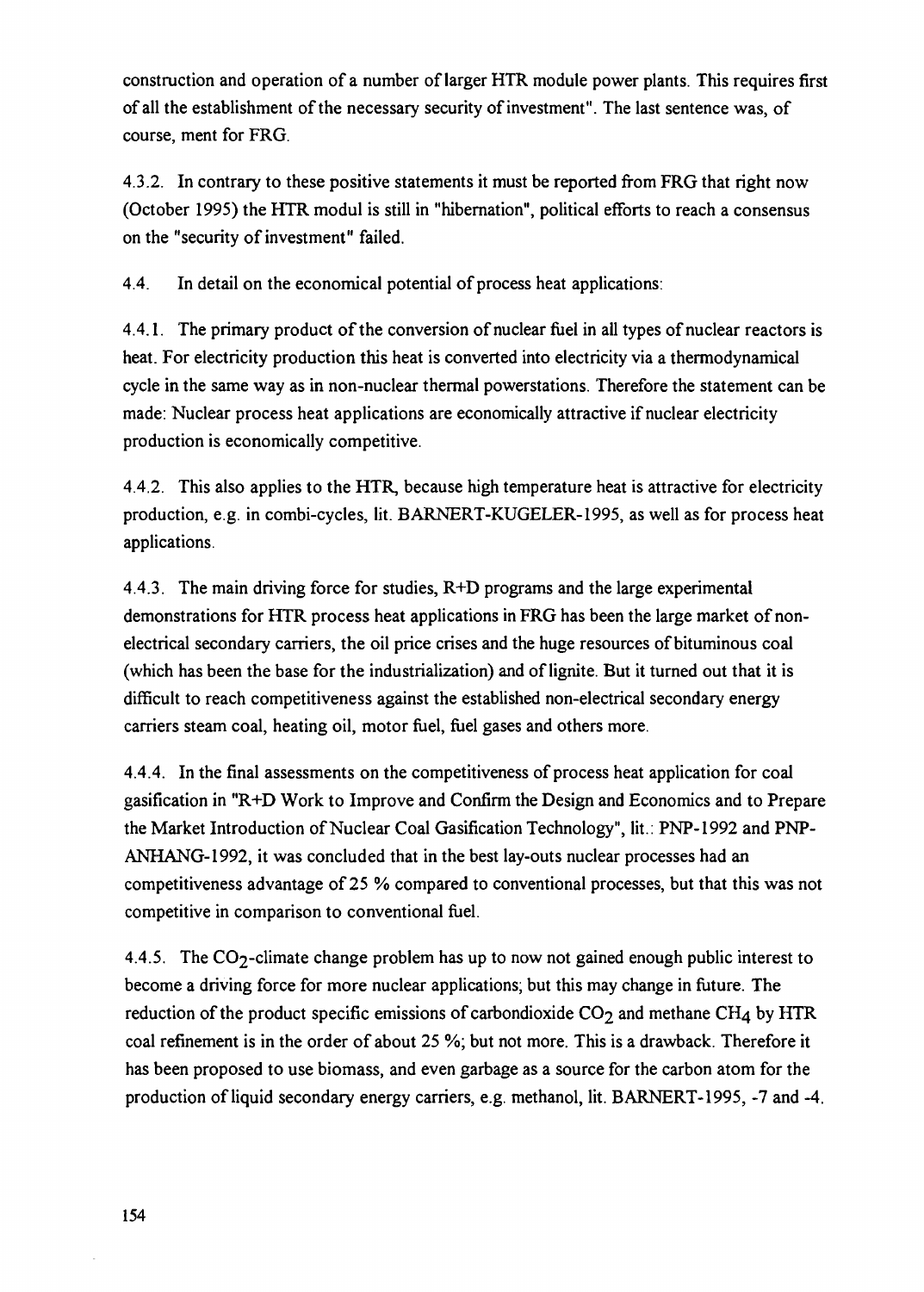construction and operation of a number of larger HTR module power plants. This requires first of all the establishment of the necessary security of investment". The last sentence was, of course, ment for FRG.

4.3.2. In contrary to these positive statements it must be reported from FRG that right now (October 1995) the HTR modul is still in "hibernation", political efforts to reach a consensus on the "security of investment" failed.

4.4. In detail on the economical potential of process heat applications:

4.4.1. The primary product of the conversion of nuclear fuel in all types of nuclear reactors is heat. For electricity production this heat is converted into electricity via a thermodynamical cycle in the same way as in non-nuclear thermal powerstations. Therefore the statement can be made: Nuclear process heat applications are economically attractive if nuclear electricity production is economically competitive.

4.4.2. This also applies to the HTR, because high temperature heat is attractive for electricity production, e.g. in combi-cycles, lit. BARNERT-KUGELER-1995, as well as for process heat applications.

4.4.3. The main driving force for studies, R+D programs and the large experimental demonstrations for HTR process heat applications in FRG has been the large market of non-electrical secondary carriers, the oil price crises and the huge resources of bituminous coal (which has been the base for the industrialization) and of lignite. But it turned out that it is difficult to reach competitiveness against the established non-electrical secondary energy carriers steam coal, heating oil, motor fuel, fuel gases and others more.

4.4.4. In the final assessments on the competitiveness of process heat application for coal gasification in "R+D Work to Improve and Confirm the Design and Economics and to Prepare the Market Introduction of Nuclear Coal Gasification Technology", lit.: PNP-1992 and PNP-ANHANG-1992, it was concluded that in the best lay-outs nuclear processes had an competitiveness advantage of 25 % compared to conventional processes, but that this was not competitive in comparison to conventional fuel.

4.4.5. The $CO_2$-climate change problem has up to now not gained enough public interest to become a driving force for more nuclear applications; but this may change in future. The reduction of the product specific emissions of carbondioxide $CO_2$ and methane $CH_4$ by HTR coal refinement is in the order of about 25 %; but not more. This is a drawback. Therefore it has been proposed to use biomass, and even garbage as a source for the carbon atom for the production of liquid secondary energy carriers, e.g. methanol, lit. BARNERT-1995, -7 and -4.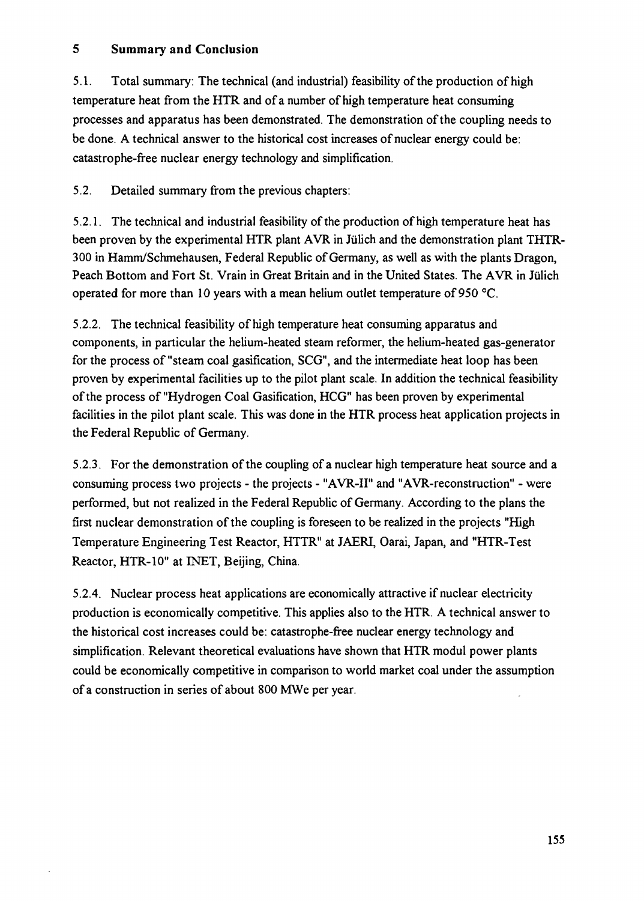# 5 Summary and Conclusion

5.1. Total summary: The technical (and industrial) feasibility of the production of high temperature heat from the HTR and of a number of high temperature heat consuming processes and apparatus has been demonstrated. The demonstration of the coupling needs to be done. A technical answer to the historical cost increases of nuclear energy could be: catastrophe-free nuclear energy technology and simplification.

5.2. Detailed summary from the previous chapters:

5.2.1. The technical and industrial feasibility of the production of high temperature heat has been proven by the experimental HTR plant AVR in Jülich and the demonstration plant THTR-300 in Hamm/Schmehausen, Federal Republic of Germany, as well as with the plants Dragon, Peach Bottom and Fort St. Vrain in Great Britain and in the United States. The AVR in Jülich operated for more than 10 years with a mean helium outlet temperature of 950 °C.

5.2.2. The technical feasibility of high temperature heat consuming apparatus and components, in particular the helium-heated steam reformer, the helium-heated gas-generator for the process of "steam coal gasification, SCG", and the intermediate heat loop has been proven by experimental facilities up to the pilot plant scale. In addition the technical feasibility of the process of "Hydrogen Coal Gasification, HCG" has been proven by experimental facilities in the pilot plant scale. This was done in the HTR process heat application projects in the Federal Republic of Germany.

5.2.3. For the demonstration of the coupling of a nuclear high temperature heat source and a consuming process two projects - the projects - "AVR-II" and "AVR-reconstruction" - were performed, but not realized in the Federal Republic of Germany. According to the plans the first nuclear demonstration of the coupling is foreseen to be realized in the projects "High Temperature Engineering Test Reactor, HTTR" at JAERI, Oarai, Japan, and "HTR-Test Reactor, HTR-10" at INET, Beijing, China.

5.2.4. Nuclear process heat applications are economically attractive if nuclear electricity production is economically competitive. This applies also to the HTR. A technical answer to the historical cost increases could be: catastrophe-free nuclear energy technology and simplification. Relevant theoretical evaluations have shown that HTR modul power plants could be economically competitive in comparison to world market coal under the assumption of a construction in series of about 800 MWe per year.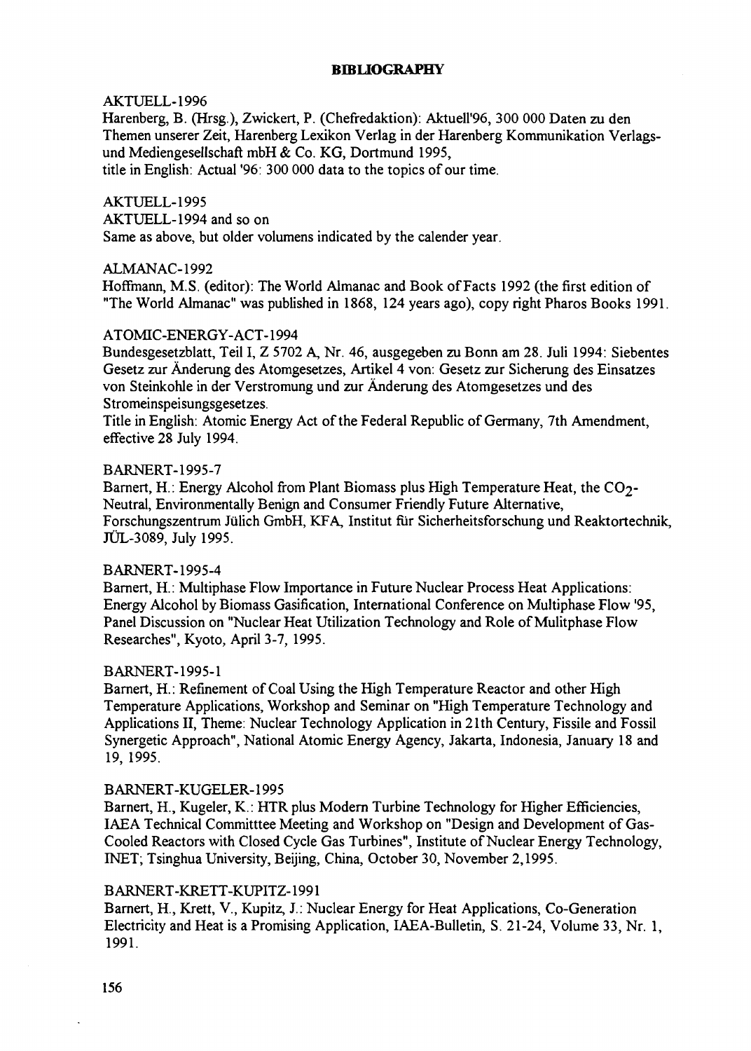## BIBLIOGRAPHY

AKTUELL-1996
Harenberg, B. (Hrsg.), Zwickert, P. (Chefredaktion): Aktuell'96, 300 000 Daten zu den Themen unserer Zeit, Harenberg Lexikon Verlag in der Harenberg Kommunikation Verlags- und Mediengesellschaft mbH & Co. KG, Dortmund 1995,
title in English: Actual '96: 300 000 data to the topics of our time.

AKTUELL-1995
AKTUELL-1994 and so on
Same as above, but older volumens indicated by the calender year.

ALMANAC-1992
Hoffmann, M.S. (editor): The World Almanac and Book of Facts 1992 (the first edition of "The World Almanac" was published in 1868, 124 years ago), copy right Pharos Books 1991.

ATOMIC-ENERGY-ACT-1994
Bundesgesetzblatt, Teil I, Z 5702 A, Nr. 46, ausgegeben zu Bonn am 28. Juli 1994: Siebentes Gesetz zur Änderung des Atomgesetzes, Artikel 4 von: Gesetz zur Sicherung des Einsatzes von Steinkohle in der Verstromung und zur Änderung des Atomgesetzes und des Stromeinspeisungsgesetzes.
Title in English: Atomic Energy Act of the Federal Republic of Germany, 7th Amendment, effective 28 July 1994.

BARNERT-1995-7
Barnert, H.: Energy Alcohol from Plant Biomass plus High Temperature Heat, the $CO_2$-Neutral, Environmentally Benign and Consumer Friendly Future Alternative, Forschungszentrum Jülich GmbH, KFA, Institut für Sicherheitsforschung und Reaktortechnik, JÜL-3089, July 1995.

BARNERT-1995-4
Barnert, H.: Multiphase Flow Importance in Future Nuclear Process Heat Applications: Energy Alcohol by Biomass Gasification, International Conference on Multiphase Flow '95, Panel Discussion on "Nuclear Heat Utilization Technology and Role of Mulitphase Flow Researches", Kyoto, April 3-7, 1995.

BARNERT-1995-1
Barnert, H.: Refinement of Coal Using the High Temperature Reactor and other High Temperature Applications, Workshop and Seminar on "High Temperature Technology and Applications II, Theme: Nuclear Technology Application in 21th Century, Fissile and Fossil Synergetic Approach", National Atomic Energy Agency, Jakarta, Indonesia, January 18 and 19, 1995.

BARNERT-KUGELER-1995
Barnert, H., Kugeler, K.: HTR plus Modern Turbine Technology for Higher Efficiencies, IAEA Technical Committtee Meeting and Workshop on "Design and Development of Gas-Cooled Reactors with Closed Cycle Gas Turbines", Institute of Nuclear Energy Technology, INET; Tsinghua University, Beijing, China, October 30, November 2,1995.

BARNERT-KRETT-KUPITZ-1991
Barnert, H., Krett, V., Kupitz, J.: Nuclear Energy for Heat Applications, Co-Generation Electricity and Heat is a Promising Application, IAEA-Bulletin, S. 21-24, Volume 33, Nr. 1, 1991.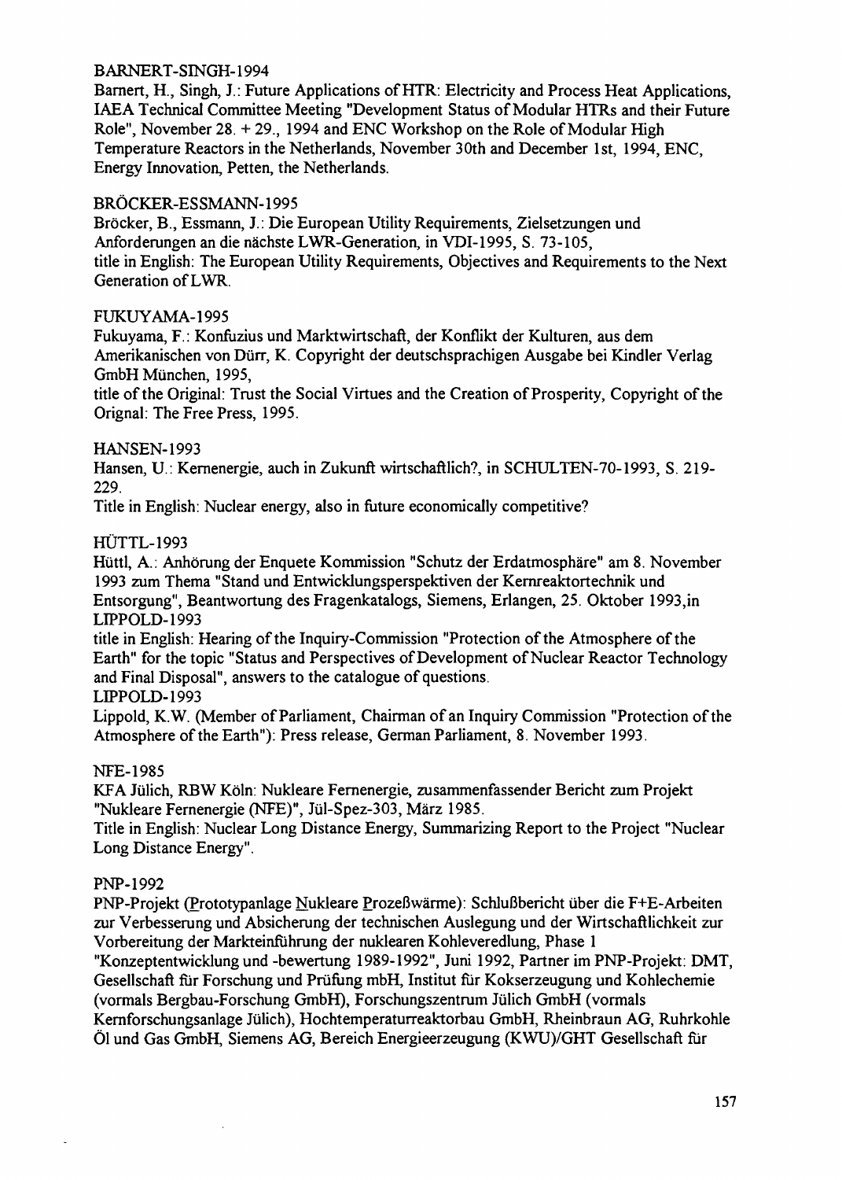BARNERT-SINGH-1994

Barnert, H., Singh, J.: Future Applications of HTR: Electricity and Process Heat Applications, IAEA Technical Committee Meeting "Development Status of Modular HTRs and their Future Role", November 28. + 29., 1994 and ENC Workshop on the Role of Modular High Temperature Reactors in the Netherlands, November 30th and December 1st, 1994, ENC, Energy Innovation, Petten, the Netherlands.

BRÖCKER-ESSMANN-1995

Bröcker, B., Essmann, J.: Die European Utility Requirements, Zielsetzungen und Anforderungen an die nächste LWR-Generation, in VDI-1995, S. 73-105, title in English: The European Utility Requirements, Objectives and Requirements to the Next Generation of LWR.

FUKUYAMA-1995

Fukuyama, F.: Konfuzius und Marktwirtschaft, der Konflikt der Kulturen, aus dem Amerikanischen von Dürr, K. Copyright der deutschsprachigen Ausgabe bei Kindler Verlag GmbH München, 1995,
title of the Original: Trust the Social Virtues and the Creation of Prosperity, Copyright of the Orignal: The Free Press, 1995.

HANSEN-1993

Hansen, U.: Kernenergie, auch in Zukunft wirtschaftlich?, in SCHULTEN-70-1993, S. 219-229.
Title in English: Nuclear energy, also in future economically competitive?

HÜTTL-1993

Hüttl, A.: Anhörung der Enquete Kommission "Schutz der Erdatmosphäre" am 8. November 1993 zum Thema "Stand und Entwicklungsperspektiven der Kernreaktortechnik und Entsorgung", Beantwortung des Fragenkatalogs, Siemens, Erlangen, 25. Oktober 1993,in LIPPOLD-1993
title in English: Hearing of the Inquiry-Commission "Protection of the Atmosphere of the Earth" for the topic "Status and Perspectives of Development of Nuclear Reactor Technology and Final Disposal", answers to the catalogue of questions.

LIPPOLD-1993

Lippold, K.W. (Member of Parliament, Chairman of an Inquiry Commission "Protection of the Atmosphere of the Earth"): Press release, German Parliament, 8. November 1993.

NFE-1985

KFA Jülich, RBW Köln: Nukleare Fernenergie, zusammenfassender Bericht zum Projekt "Nukleare Fernenergie (NFE)", Jül-Spez-303, März 1985.
Title in English: Nuclear Long Distance Energy, Summarizing Report to the Project "Nuclear Long Distance Energy".

PNP-1992

PNP-Projekt (Prototypanlage Nukleare Prozeßwärme): Schlußbericht über die F+E-Arbeiten zur Verbesserung und Absicherung der technischen Auslegung und der Wirtschaftlichkeit zur Vorbereitung der Markteinführung der nuklearen Kohleveredlung, Phase 1 "Konzeptentwicklung und -bewertung 1989-1992", Juni 1992, Partner im PNP-Projekt: DMT, Gesellschaft für Forschung und Prüfung mbH, Institut für Kokserzeugung und Kohlechemie (vormals Bergbau-Forschung GmbH), Forschungszentrum Jülich GmbH (vormals Kernforschungsanlage Jülich), Hochtemperaturreaktorbau GmbH, Rheinbraun AG, Ruhrkohle Öl und Gas GmbH, Siemens AG, Bereich Energieerzeugung (KWU)/GHT Gesellschaft für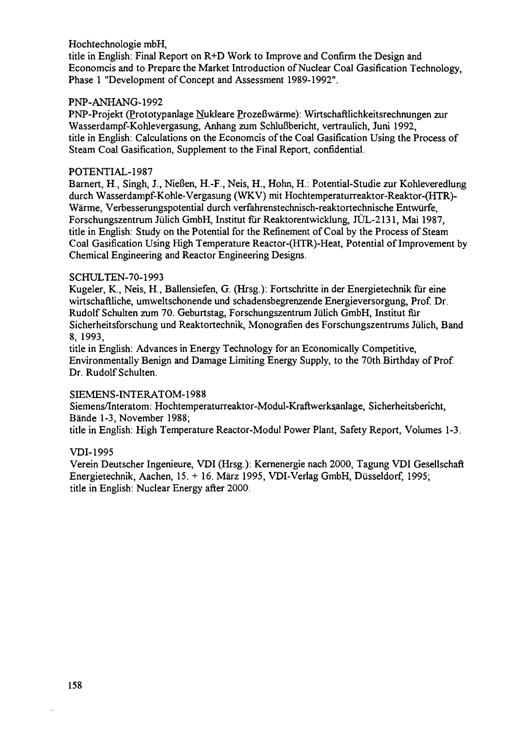Hochtechnologie mbH,
title in English: Final Report on R+D Work to Improve and Confirm the Design and Economcis and to Prepare the Market Introduction of Nuclear Coal Gasification Technology, Phase 1 "Development of Concept and Assessment 1989-1992".

PNP-ANHANG-1992
PNP-Projekt (Prototypanlage Nukleare Prozeßwärme): Wirtschaftlichkeitsrechnungen zur Wasserdampf-Kohlevergasung, Anhang zum Schlußbericht, vertraulich, Juni 1992,
title in English: Calculations on the Economcis of the Coal Gasification Using the Process of Steam Coal Gasification, Supplement to the Final Report, confidential.

POTENTIAL-1987
Barnert, H., Singh, J., Nießen, H.-F., Neis, H., Hohn, H.: Potential-Studie zur Kohleveredlung durch Wasserdampf-Kohle-Vergasung (WKV) mit Hochtemperaturreaktor-Reaktor-(HTR)-Wärme, Verbesserungspotential durch verfahrenstechnisch-reaktortechnische Entwürfe, Forschungszentrum Jülich GmbH, Institut für Reaktorentwicklung, JÜL-2131, Mai 1987,
title in English: Study on the Potential for the Refinement of Coal by the Process of Steam Coal Gasification Using High Temperature Reactor-(HTR)-Heat, Potential of Improvement by Chemical Engineering and Reactor Engineering Designs.

SCHULTEN-70-1993
Kugeler, K., Neis, H., Ballensiefen, G. (Hrsg.): Fortschritte in der Energietechnik für eine wirtschaftliche, umweltschonende und schadensbegrenzende Energieversorgung, Prof. Dr. Rudolf Schulten zum 70. Geburtstag, Forschungszentrum Jülich GmbH, Institut für Sicherheitsforschung und Reaktortechnik, Monografien des Forschungszentrums Jülich, Band 8, 1993,
title in English: Advances in Energy Technology for an Economically Competitive, Environmentally Benign and Damage Limiting Energy Supply, to the 70th Birthday of Prof. Dr. Rudolf Schulten.

SIEMENS-INTERATOM-1988
Siemens/Interatom: Hochtemperaturreaktor-Modul-Kraftwerksanlage, Sicherheitsbericht, Bände 1-3, November 1988;
title in English: High Temperature Reactor-Modul Power Plant, Safety Report, Volumes 1-3.

VDI-1995
Verein Deutscher Ingenieure, VDI (Hrsg.): Kernenergie nach 2000, Tagung VDI Gesellschaft Energietechnik, Aachen, 15. + 16. März 1995, VDI-Verlag GmbH, Düsseldorf, 1995;
title in English: Nuclear Energy after 2000.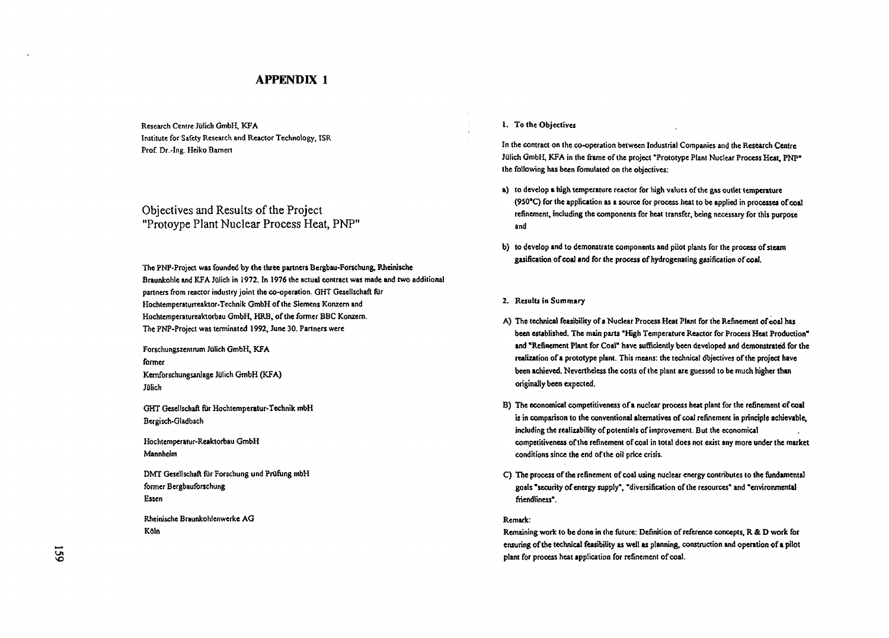# APPENDIX 1

Research Centre Jülich GmbH, KFA
Institute for Safety Research and Reactor Technology, ISR
Prof. Dr.-Ing. Heiko Barnert

## Objectives and Results of the Project "Protoype Plant Nuclear Process Heat, PNP"

The PNP-Project was founded by the three partners Bergbau-Forschung, Rheinische Braunkohle and KFA Jülich in 1972. In 1976 the actual contract was made and two additional partners from reactor industry joint the co-operation. GHT Gesellschaft für Hochtemperaturreaktor-Technik GmbH of the Siemens Konzern and Hochtemperatureaktorbau GmbH, HRB, of the former BBC Konzern.
The PNP-Project was terminated 1992, June 30. Partners were

Forschungszentrum Jülich GmbH, KFA
former
Kernforschungsanlage Jülich GmbH (KFA)
Jülich

GHT Gesellschaft für Hochtemperatur-Technik mbH
Bergisch-Gladbach

Hochtemperatur-Reaktorbau GmbH
Mannheim

DMT Gesellschaft für Forschung und Prüfung mbH
former Bergbauforschung
Essen

Rheinische Braunkohlenwerke AG
Köln

### 1. To the Objectives

In the contract on the co-operation between Industrial Companies and the Research Centre Jülich GmbH, KFA in the frame of the project "Prototype Plant Nuclear Process Heat, PNP" the following has been fomulated on the objectives:

a) to develop a high temperature reactor for high values of the gas outlet temperature (950°C) for the application as a source for process heat to be applied in processes of coal refinement, including the components for heat transfer, being necessary for this purpose and

b) to develop and to demonstrate components and pilot plants for the process of steam gasification of coal and for the process of hydrogenating gasification of coal.

### 2. Results in Summary

A) The technical feasibility of a Nuclear Process Heat Plant for the Refinement of coal has been established. The main parts "High Temperature Reactor for Process Heat Production" and "Refinement Plant for Coal" have sufficiently been developed and demonstrated for the realization of a prototype plant. This means: the technical objectives of the project have been achieved. Nevertheless the costs of the plant are guessed to be much higher than originally been expected.

B) The economical competitiveness of a nuclear process heat plant for the refinement of coal is in comparison to the conventional alternatives of coal refinement in principle achievable, including the realizability of potentials of improvement. But the economical competitiveness of the refinement of coal in total does not exist any more under the market conditions since the end of the oil price crisis.

C) The process of the refinement of coal using nuclear energy contributes to the fundamental goals "security of energy supply", "diversification of the resources" and "environmental friendliness".

Remark:
Remaining work to be done in the future: Definition of reference concepts, R & D work for ensuring of the technical feasibility as well as planning, construction and operation of a pilot plant for process heat application for refinement of coal.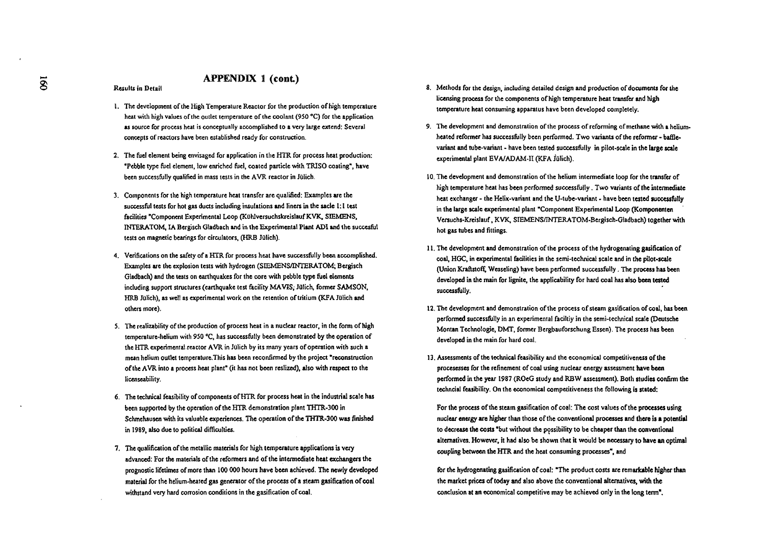## APPENDIX 1 (cont.)

Results in Detail

1. The development of the High Temperature Reactor for the production of high temperature heat with high values of the outlet temperature of the coolant (950 °C) for the application as source for process heat is conceptually accomplished to a very large extend: Several concepts of reactors have been established ready for construction.

2. The fuel element being envisaged for application in the HTR for process heat production: "Pebble type fuel element, low enriched fuel, coated particle with TRISO coating", have been successfully qualified in mass tests in the AVR reactor in Jülich.

3. Components for the high temperature heat transfer are qualified: Examples are the successful tests for hot gas ducts including insulations and liners in the sacle 1:1 test facilities "Component Experimental Loop (Kühlversuchskreislauf KVK, SIEMENS, INTERATOM, IA Bergisch Gladbach and in the Experimental Plant ADI and the succesful tests on magnetic bearings for circulators, (HRB Jülich).

4. Verifications on the safety of a HTR for process heat have successfully been accomplished. Examples are the explosion tests with hydrogen (SIEMENS/INTERATOM; Bergisch Gladbach) and the tests on earthquakes for the core with pebble type fuel elements including support structures (earthquake test facility MAVIS, Jülich, former SAMSON, HRB Jülich), as well as experimental work on the retention of tritium (KFA Jülich and others more).

5. The realizability of the production of process heat in a nuclear reactor, in the form of high temperature-helium with 950 °C, has successfully been demonstrated by the operation of the HTR experimental reactor AVR in Jülich by its many years of operation with such a mean helium outlet temperature.This has been reconfirmed by the project "reconstruction of the AVR into a process heat plant" (it has not been reslized), also with respect to the licenseability.

6. The technical feasibility of components of HTR for process heat in the industrial scale has been supported by the operation of the HTR demonstration plant THTR-300 in Schmehausen with its valuable experiences. The operation of the THTR-300 was finished in 1989, also due to political difficulties.

7. The qualification of the metallic materials for high temperature applications is very advanced: For the materials of the reformers and of the intermediate heat exchangers the prognostic lifetimes of more than 100 000 hours have been achieved. The newly developed material for the helium-heated gas generator of the process of a steam gasification of coal withstand very hard corrosion conditions in the gasification of coal.

8. Methods for the design, including detailed design and production of documents for the licensing process for the components of high temperature heat transfer and high temperature heat consuming apparatus have been developed completely.

9. The development and demonstration of the process of reforming of methane with a helium-heated reformer has successfully been performed. Two variants of the reformer - baffle-variant and tube-variant - have been tested successfully in pilot-scale in the large scale experimental plant EVA/ADAM-II (KFA Jülich).

10. The development and demonstration of the helium intermediate loop for the transfer of high temperature heat has been performed successfully. Two variants of the intermediate heat exchanger - the Helix-variant and the U-tube-variant - have been tested successfully in the large scale experimental plant "Component Experimental Loop (Komponenten Versuchs-Kreislauf, KVK, SIEMENS/INTERATOM-Bergisch-Gladbach) together with hot gas tubes and fittings.

11. The development and demonstration of the process of the hydrogenating gasification of coal, HGC, in experimental facilities in the semi-technical scale and in the pilot-scale (Union Kraftstoff, Wesseling) have been performed successfully. The process has been developed in the main for lignite, the applicability for hard coal has also been tested successfully.

12. The development and demonstration of the process of steam gasification of coal, has been performed successfully in an experimental faciltiy in the semi-technical scale (Deutsche Montan Technologie, DMT, former Bergbauforschung Essen). The process has been developed in the main for hard coal.

13. Assessments of the technical feasibility and the economical competitiveness of the procesesses for the refinement of coal using nuclear energy assessment have been performed in the year 1987 (ROeG study and RBW assessment). Both studies confirm the techncial feasibility. On the economical competitiveness the following is stated:

    For the process of the steam gasification of coal: The cost values of the processes using nuclear energy are higher than those of the conventional processes and there is a potential to decrease the costs "but without the possibility to be cheaper than the conventional alternatives. However, it had also be shown that it would be necessary to have an optimal coupling between the HTR and the heat consuming processes", and

    for the hydrogenating gasification of coal: "The product costs are remarkable higher than the market prices of today and also above the conventional alternatives, with the conclusion at an economical competitive may be achieved only in the long term".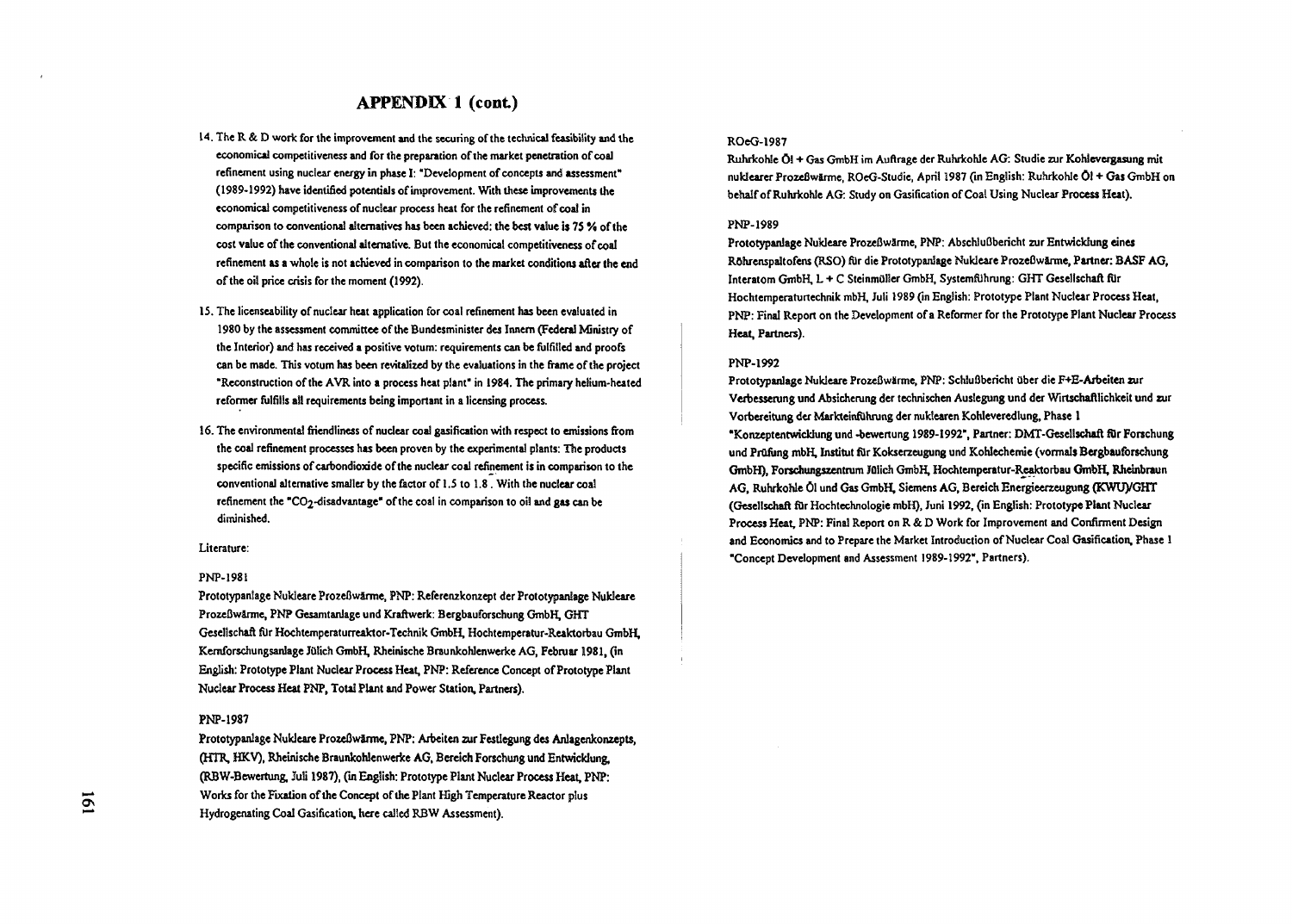# APPENDIX 1 (cont.)

14. The R & D work for the improvement and the securing of the technical feasibility and the economical competitiveness and for the preparation of the market penetration of coal refinement using nuclear energy in phase I: "Development of concepts and assessment" (1989-1992) have identified potentials of improvement. With these improvements the economical competitiveness of nuclear process heat for the refinement of coal in comparison to conventional alternatives has been achieved: the best value is 75 % of the cost value of the conventional alternative. But the economical competitiveness of coal refinement as a whole is not achieved in comparison to the market conditions after the end of the oil price crisis for the moment (1992).

15. The licenseability of nuclear heat application for coal refinement has been evaluated in 1980 by the assessment committee of the Bundesminister des Innern (Federal Ministry of the Interior) and has received a positive votum: requirements can be fulfilled and proofs can be made. This votum has been revitalized by the evaluations in the frame of the project "Reconstruction of the AVR into a process heat plant" in 1984. The primary helium-heated reformer fulfills all requirements being important in a licensing process.

16. The environmental friendliness of nuclear coal gasification with respect to emissions from the coal refinement processes has been proven by the experimental plants: The products specific emissions of carbondioxide of the nuclear coal refinement is in comparison to the conventional alternative smaller by the factor of 1.5 to 1.8. With the nuclear coal refinement the "$CO_2$-disadvantage" of the coal in comparison to oil and gas can be diminished.

Literature:

PNP-1981

Prototypanlage Nukleare Prozeßwärme, PNP: Referenzkonzept der Prototypanlage Nukleare Prozeßwärme, PNP Gesamtanlage und Kraftwerk: Bergbauforschung GmbH, GHT Gesellschaft für Hochtemperaturreaktor-Technik GmbH, Hochtemperatur-Reaktorbau GmbH, Kernforschungsanlage Jülich GmbH, Rheinische Braunkohlenwerke AG, Februar 1981, (in English: Prototype Plant Nuclear Process Heat, PNP: Reference Concept of Prototype Plant Nuclear Process Heat PNP, Total Plant and Power Station, Partners).

PNP-1987

Prototypanlage Nukleare Prozeßwärme, PNP: Arbeiten zur Festlegung des Anlagenkonzepts, (HTR, HKV), Rheinische Braunkohlenwerke AG, Bereich Forschung und Entwicklung, (RBW-Bewertung, Juli 1987), (in English: Prototype Plant Nuclear Process Heat, PNP: Works for the Fixation of the Concept of the Plant High Temperature Reactor plus Hydrogenating Coal Gasification, here called RBW Assessment).

ROeG-1987

Ruhrkohle Öl + Gas GmbH im Auftrage der Ruhrkohle AG: Studie zur Kohlevergasung mit nuklearer Prozeßwärme, ROeG-Studie, April 1987 (in English: Ruhrkohle Öl + Gas GmbH on behalf of Ruhrkohle AG: Study on Gasification of Coal Using Nuclear Process Heat).

PNP-1989

Prototypanlage Nukleare Prozeßwärme, PNP: Abschlußbericht zur Entwicklung eines Röhrenspaltofens (RSO) für die Prototypanlage Nukleare Prozeßwärme, Partner: BASF AG, Interatom GmbH, L + C Steinmüller GmbH, Systemführung: GHT Gesellschaft für Hochtemperaturtechnik mbH, Juli 1989 (in English: Prototype Plant Nuclear Process Heat, PNP: Final Report on the Development of a Reformer for the Prototype Plant Nuclear Process Heat, Partners).

PNP-1992

Prototypanlage Nukleare Prozeßwärme, PNP: Schlußbericht über die F+E-Arbeiten zur Verbesserung und Absicherung der technischen Auslegung und der Wirtschaftlichkeit und zur Vorbereitung der Markteinführung der nuklearen Kohleveredlung, Phase 1 "Konzeptentwicklung und -bewertung 1989-1992", Partner: DMT-Gesellschaft für Forschung und Prüfung mbH, Institut für Kokserzeugung und Kohlechemie (vormals Bergbauforschung GmbH), Forschungszentrum Jülich GmbH, Hochtemperatur-Reaktorbau GmbH, Rheinbraun AG, Ruhrkohle Öl und Gas GmbH, Siemens AG, Bereich Energieerzeugung (KWU)/GHT (Gesellschaft für Hochtechnologie mbH), Juni 1992, (in English: Prototype Plant Nuclear Process Heat, PNP: Final Report on R & D Work for Improvement and Confirment Design and Economics and to Prepare the Market Introduction of Nuclear Coal Gasification, Phase 1 "Concept Development and Assessment 1989-1992", Partners).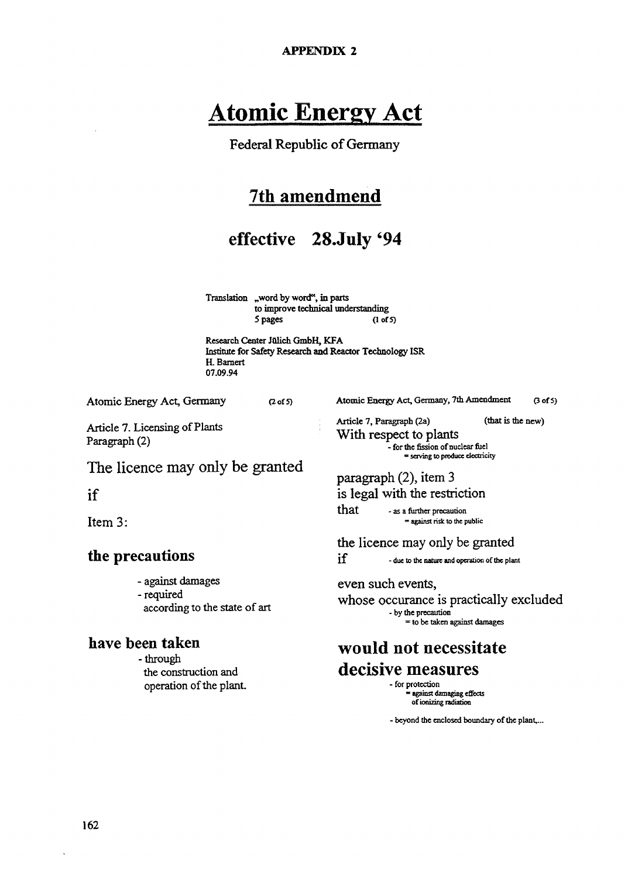**APPENDIX 2**

# Atomic Energy Act

Federal Republic of Germany

## 7th amendmend

## effective 28.July '94

Translation „word by word", in parts
to improve technical understanding
5 pages (1 of 5)

Research Center Jülich GmbH, KFA
Institute for Safety Research and Reactor Technology ISR
H. Barnert
07.09.94

Atomic Energy Act, Germany (2 of 5)

Article 7. Licensing of Plants
Paragraph (2)

The licence may only be granted

if

Item 3:

**the precautions**

- against damages
- required
  according to the state of art

**have been taken**

- through
  the construction and
  operation of the plant.

Atomic Energy Act, Germany, 7th Amendment (3 of 5)

Article 7, Paragraph (2a) (that is the new)

With respect to plants
- for the fission of nuclear fuel
  = serving to produce electricity

paragraph (2), item 3
is legal with the restriction
that
- as a further precaution
  = against risk to the public

the licence may only be granted
if
- due to the nature and operation of the plant

even such events,
whose occurance is practically excluded
- by the precaution
  = to be taken against damages

**would not necessitate decisive measures**

- for protection
  = against damaging effects
  of ionizing radiation
- beyond the enclosed boundary of the plant,...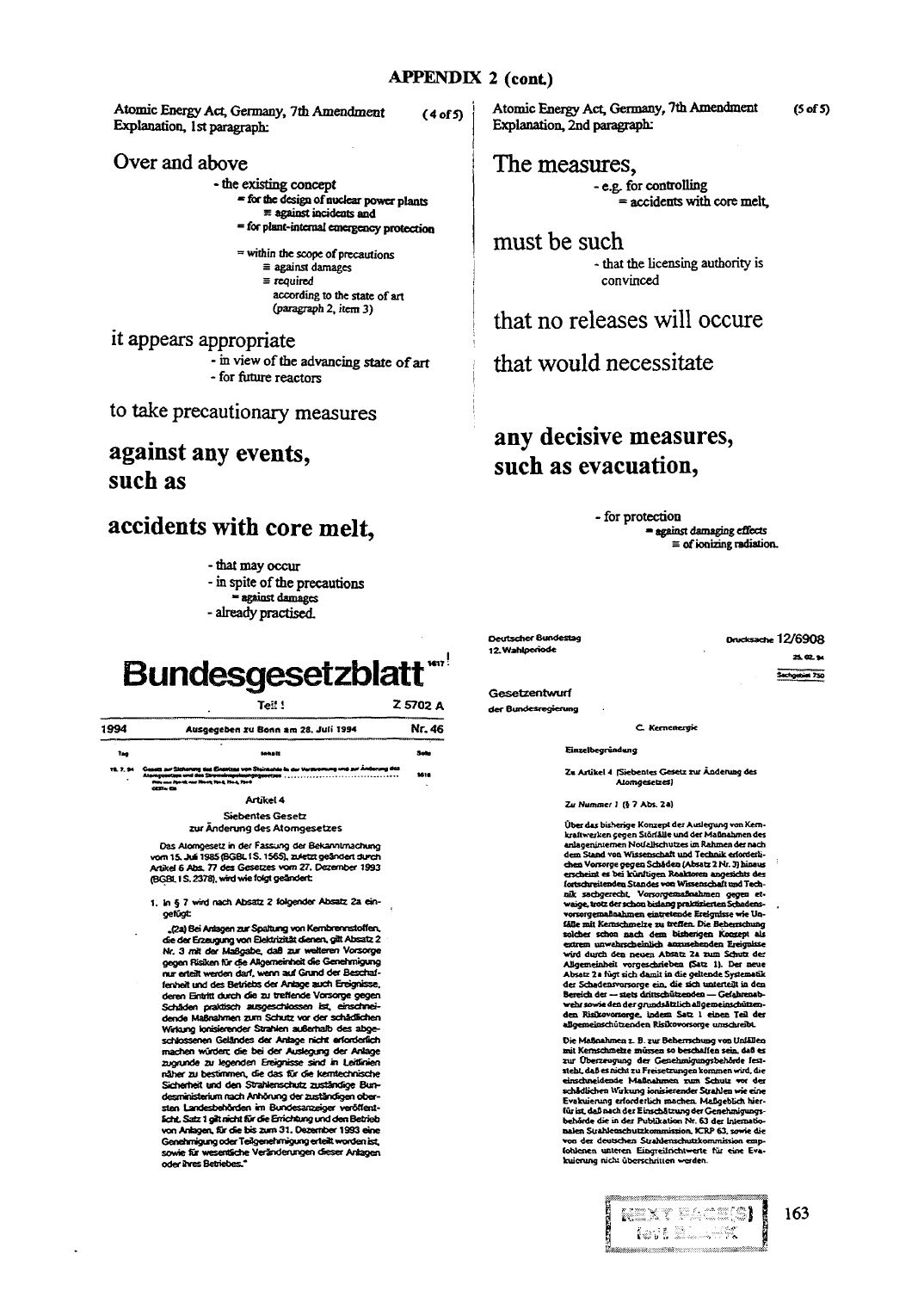# APPENDIX 2 (cont.)

Atomic Energy Act, Germany, 7th Amendment (4 of 5)
Explanation, 1st paragraph:

## Over and above

- the existing concept
  - = for the design of nuclear power plants
    - ≡ against incidents and
  - = for plant-internal emergency protection
  - = within the scope of precautions
    - ≡ against damages
    - ≡ required according to the state of art (paragraph 2, item 3)

## it appears appropriate

- in view of the advancing state of art
- for future reactors

## to take precautionary measures

## **against any events, such as**

## **accidents with core melt,**

- that may occur
- in spite of the precautions
  - = against damages
- already practised.

# Bundesgesetzblatt[1617]

Teil I — Z 5702 A

1994 — Ausgegeben zu Bonn am 28. Juli 1994 — Nr. 46

| Tag | Inhalt | Seite |
| --- | --- | --- |
| 19. 7. 94 | Gesetz zur Sicherung des Einsatzes von Steinkohle in der Verstromung und zur Änderung des Atomgesetzes und des Stromeinspeisungsgesetzes | 1618 |

### Artikel 4

**Siebentes Gesetz zur Änderung des Atomgesetzes**

Das Atomgesetz in der Fassung der Bekanntmachung vom 15. Juli 1985 (BGBl. I S. 1565), zuletzt geändert durch Artikel 6 Abs. 77 des Gesetzes vom 27. Dezember 1993 (BGBl. I S. 2378), wird wie folgt geändert:

1. In § 7 wird nach Absatz 2 folgender Absatz 2a eingefügt:

„(2a) Bei Anlagen zur Spaltung von Kernbrennstoffen, die der Erzeugung von Elektrizität dienen, gilt Absatz 2 Nr. 3 mit der Maßgabe, daß zur weiteren Vorsorge gegen Risiken für die Allgemeinheit die Genehmigung nur erteilt werden darf, wenn auf Grund der Beschaffenheit und des Betriebs der Anlage auch Ereignisse, deren Eintritt durch die zu treffende Vorsorge gegen Schäden praktisch ausgeschlossen ist, einschneidende Maßnahmen zum Schutz vor der schädlichen Wirkung ionisierender Strahlen außerhalb des abgeschlossenen Geländes der Anlage nicht erforderlich machen würden; die bei der Auslegung der Anlage zugrunde zu legenden Ereignisse sind in Leitlinien näher zu bestimmen, die das für die kerntechnische Sicherheit und den Strahlenschutz zuständige Bundesministerium nach Anhörung der zuständigen obersten Landesbehörden im Bundesanzeiger veröffentlicht. Satz 1 gilt nicht für die Errichtung und den Betrieb von Anlagen, für die bis zum 31. Dezember 1993 eine Genehmigung oder Teilgenehmigung erteilt worden ist, sowie für wesentliche Veränderungen dieser Anlagen oder ihres Betriebes."

Atomic Energy Act, Germany, 7th Amendment (5 of 5)
Explanation, 2nd paragraph:

## The measures,

- e.g. for controlling
  - = accidents with core melt,

## must be such

- that the licensing authority is convinced

## that no releases will occure

## that would necessitate

## **any decisive measures, such as evacuation,**

- for protection
  - = against damaging effects
    - ≡ of ionizing radiation.

Deutscher Bundestag
12. Wahlperiode

Drucksache 12/6908
25. 02. 94
Sachgebiet 750

**Gesetzentwurf der Bundesregierung**

C. Kernenergie

**Einzelbegründung**

**Zu Artikel 4** (Siebentes Gesetz zur Änderung des Atomgesetzes)

*Zu Nummer 1* (§ 7 Abs. 2a)

Über das bisherige Konzept der Auslegung von Kernkraftwerken gegen Störfälle und der Maßnahmen des anlageninternen Notfallschutzes im Rahmen der nach dem Stand von Wissenschaft und Technik erforderlichen Vorsorge gegen Schäden (Absatz 2 Nr. 3) hinaus erscheint es bei künftigen Reaktoren angesichts des fortschreitenden Standes von Wissenschaft und Technik sachgerecht, Vorsorgemaßnahmen gegen etwaige, trotz der schon bislang praktizierten Schadensvorsorgemaßnahmen eintretende Ereignisse wie Unfälle mit Kernschmelze zu treffen. Die Beherrschung solcher schon nach dem bisherigen Konzept als extrem unwahrscheinlich anzusehenden Ereignisse wird durch den neuen Absatz 2a zum Schutz der Allgemeinheit vorgeschrieben (Satz 1). Der neue Absatz 2a fügt sich damit in die geltende Systematik der Schadensvorsorge ein, die sich unterteilt in den Bereich der — stets drittschützenden — Gefahrenabwehr sowie den der grundsätzlich allgemeinschützenden Risikovorsorge, indem Satz 1 einen Teil der allgemeinschützenden Risikovorsorge umschreibt.

Die Maßnahmen z. B. zur Beherrschung von Unfällen mit Kernschmelze müssen so beschaffen sein, daß es zur Überzeugung der Genehmigungsbehörde feststeht, daß es nicht zu Freisetzungen kommen wird, die einschneidende Maßnahmen zum Schutz vor der schädlichen Wirkung ionisierender Strahlen wie eine Evakuierung erforderlich machen. Maßgeblich hierfür ist, daß nach der Einschätzung der Genehmigungsbehörde die in der Publikation Nr. 63 der Internationalen Strahlenschutzkommission, ICRP 63, sowie die von der deutschen Strahlenschutzkommission empfohlenen unteren Eingreifrichtwerte für eine Evakuierung nicht überschritten werden.

NEXT PAGE(S) left BLANK